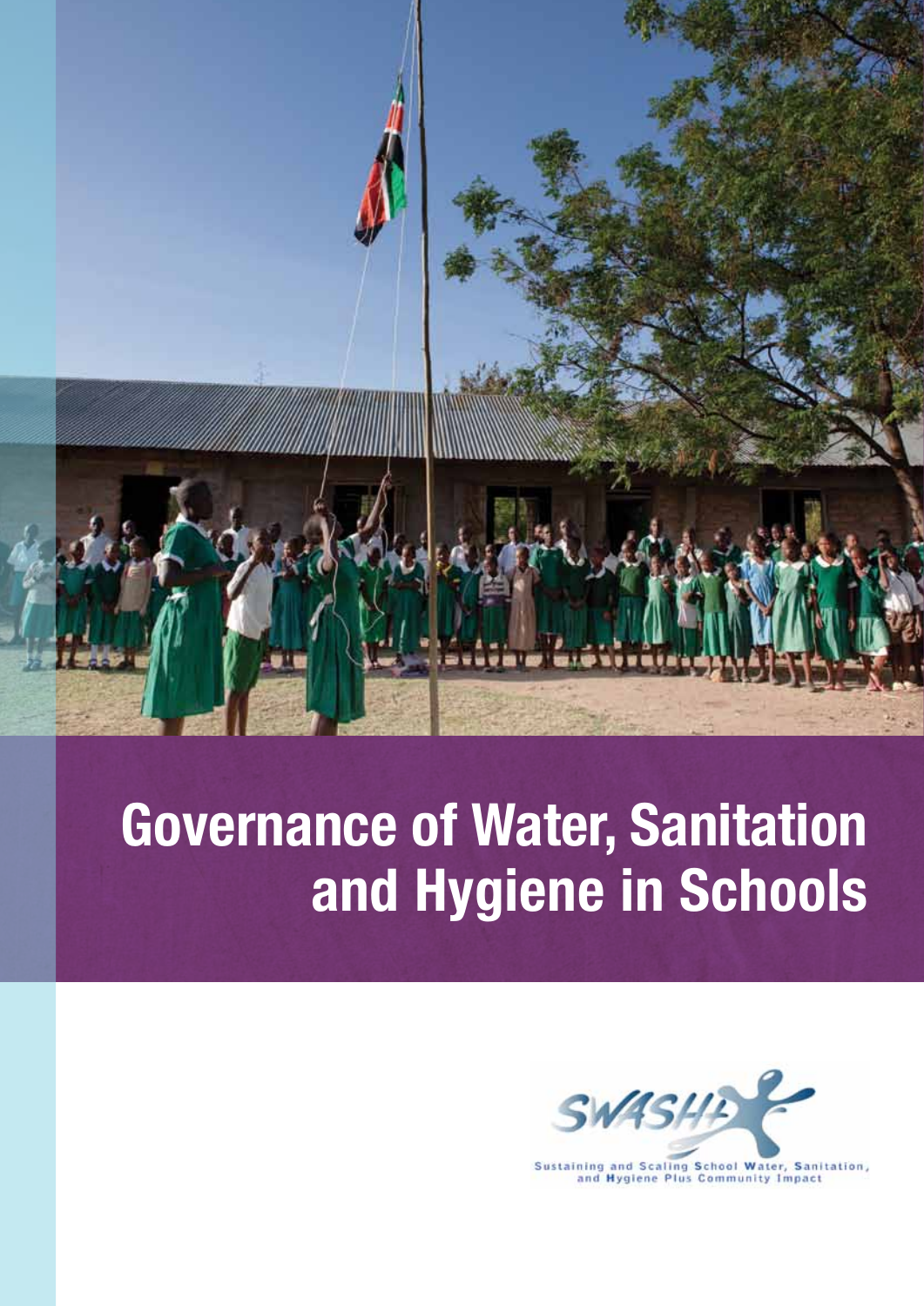# Governance of Water, Sanitation and Hygiene in Schools

SWASH+

Sustaining and Scaling School Water, Sanitation, and Hygiene Plus Community Impact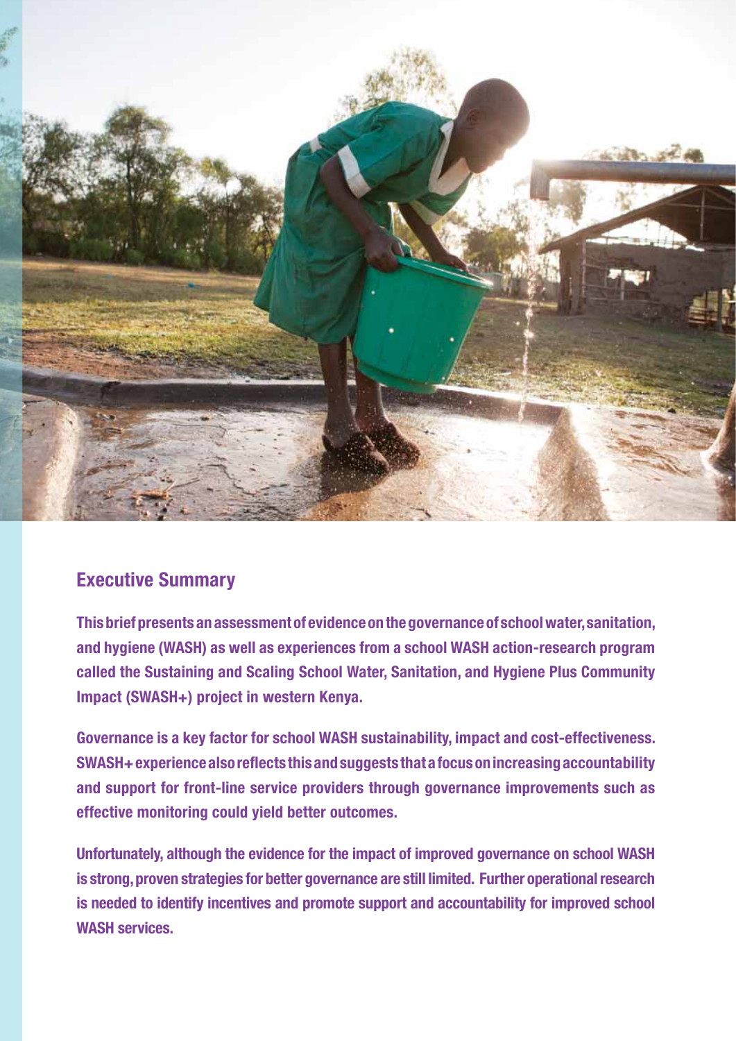## Executive Summary

**This brief presents an assessment of evidence on the governance of school water, sanitation, and hygiene (WASH) as well as experiences from a school WASH action-research program called the Sustaining and Scaling School Water, Sanitation, and Hygiene Plus Community Impact (SWASH+) project in western Kenya.**

**Governance is a key factor for school WASH sustainability, impact and cost-effectiveness. SWASH+ experience also reflects this and suggests that a focus on increasing accountability and support for front-line service providers through governance improvements such as effective monitoring could yield better outcomes.**

**Unfortunately, although the evidence for the impact of improved governance on school WASH is strong, proven strategies for better governance are still limited. Further operational research is needed to identify incentives and promote support and accountability for improved school WASH services.**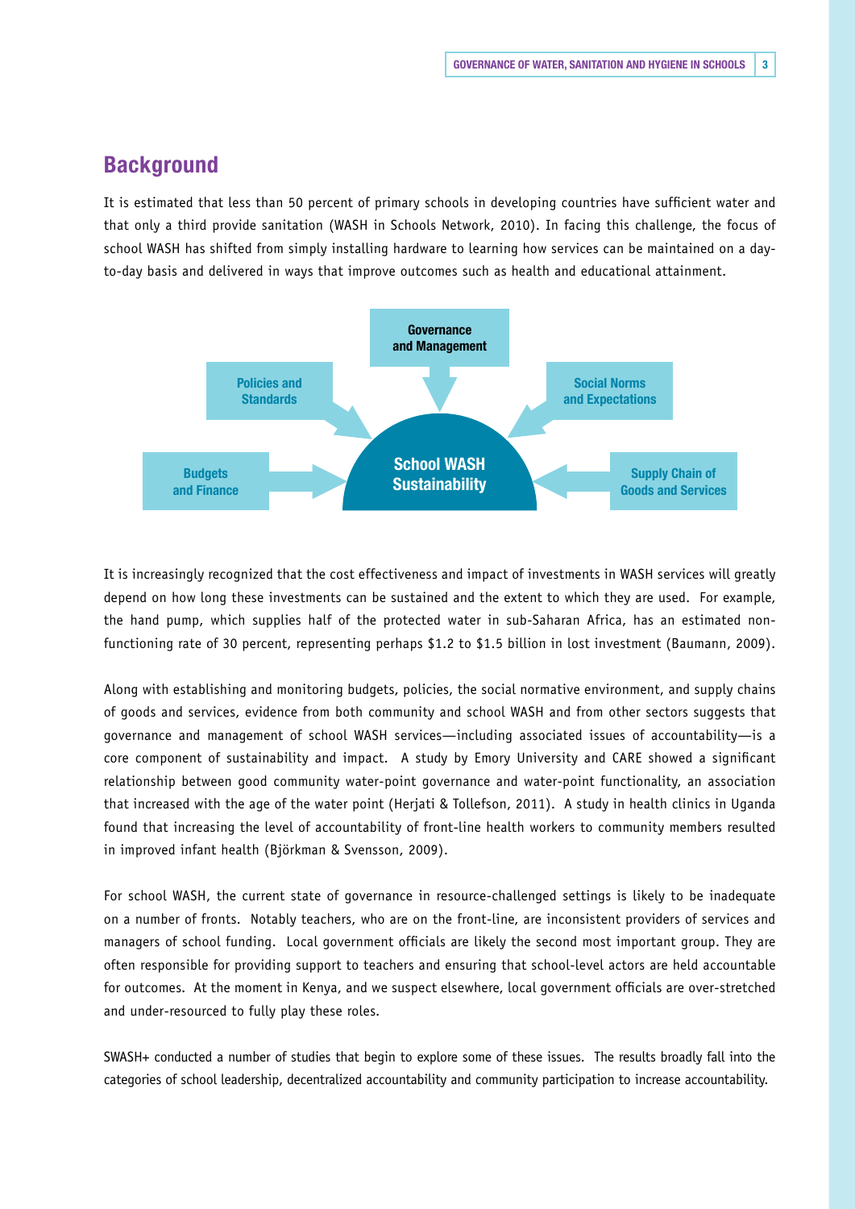## Background

It is estimated that less than 50 percent of primary schools in developing countries have sufficient water and that only a third provide sanitation (WASH in Schools Network, 2010). In facing this challenge, the focus of school WASH has shifted from simply installing hardware to learning how services can be maintained on a day-to-day basis and delivered in ways that improve outcomes such as health and educational attainment.

Governance and Management

Policies and Standards

Social Norms and Expectations

Budgets and Finance

School WASH Sustainability

Supply Chain of Goods and Services

It is increasingly recognized that the cost effectiveness and impact of investments in WASH services will greatly depend on how long these investments can be sustained and the extent to which they are used. For example, the hand pump, which supplies half of the protected water in sub-Saharan Africa, has an estimated non-functioning rate of 30 percent, representing perhaps $1.2 to $1.5 billion in lost investment (Baumann, 2009).

Along with establishing and monitoring budgets, policies, the social normative environment, and supply chains of goods and services, evidence from both community and school WASH and from other sectors suggests that governance and management of school WASH services—including associated issues of accountability—is a core component of sustainability and impact. A study by Emory University and CARE showed a significant relationship between good community water-point governance and water-point functionality, an association that increased with the age of the water point (Herjati & Tollefson, 2011). A study in health clinics in Uganda found that increasing the level of accountability of front-line health workers to community members resulted in improved infant health (Björkman & Svensson, 2009).

For school WASH, the current state of governance in resource-challenged settings is likely to be inadequate on a number of fronts. Notably teachers, who are on the front-line, are inconsistent providers of services and managers of school funding. Local government officials are likely the second most important group. They are often responsible for providing support to teachers and ensuring that school-level actors are held accountable for outcomes. At the moment in Kenya, and we suspect elsewhere, local government officials are over-stretched and under-resourced to fully play these roles.

SWASH+ conducted a number of studies that begin to explore some of these issues. The results broadly fall into the categories of school leadership, decentralized accountability and community participation to increase accountability.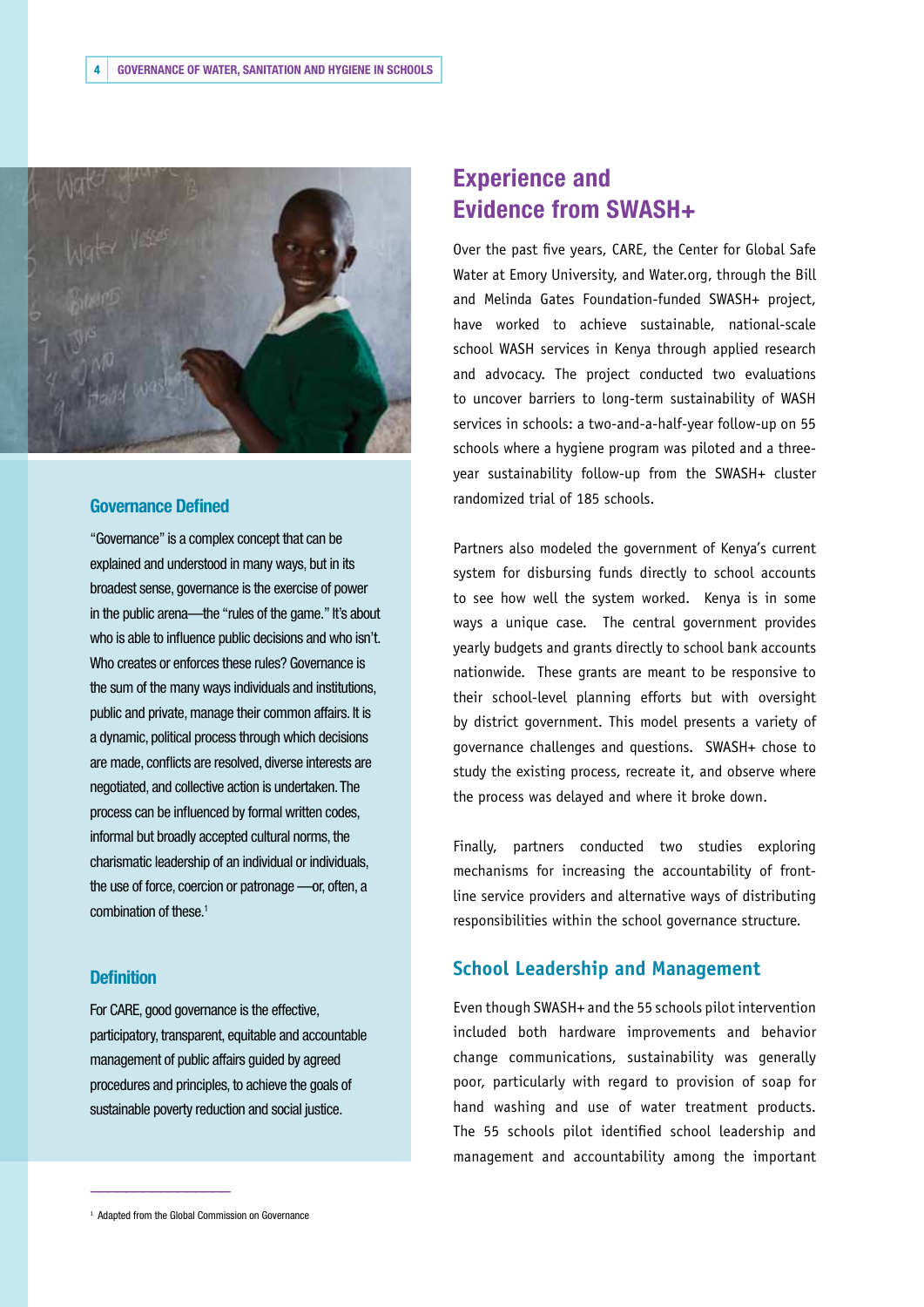## Governance Defined

"Governance" is a complex concept that can be explained and understood in many ways, but in its broadest sense, governance is the exercise of power in the public arena—the "rules of the game." It's about who is able to influence public decisions and who isn't. Who creates or enforces these rules? Governance is the sum of the many ways individuals and institutions, public and private, manage their common affairs. It is a dynamic, political process through which decisions are made, conflicts are resolved, diverse interests are negotiated, and collective action is undertaken. The process can be influenced by formal written codes, informal but broadly accepted cultural norms, the charismatic leadership of an individual or individuals, the use of force, coercion or patronage —or, often, a combination of these.[1]

## Definition

For CARE, good governance is the effective, participatory, transparent, equitable and accountable management of public affairs guided by agreed procedures and principles, to achieve the goals of sustainable poverty reduction and social justice.

# Experience and Evidence from SWASH+

Over the past five years, CARE, the Center for Global Safe Water at Emory University, and Water.org, through the Bill and Melinda Gates Foundation-funded SWASH+ project, have worked to achieve sustainable, national-scale school WASH services in Kenya through applied research and advocacy. The project conducted two evaluations to uncover barriers to long-term sustainability of WASH services in schools: a two-and-a-half-year follow-up on 55 schools where a hygiene program was piloted and a three-year sustainability follow-up from the SWASH+ cluster randomized trial of 185 schools.

Partners also modeled the government of Kenya's current system for disbursing funds directly to school accounts to see how well the system worked. Kenya is in some ways a unique case. The central government provides yearly budgets and grants directly to school bank accounts nationwide. These grants are meant to be responsive to their school-level planning efforts but with oversight by district government. This model presents a variety of governance challenges and questions. SWASH+ chose to study the existing process, recreate it, and observe where the process was delayed and where it broke down.

Finally, partners conducted two studies exploring mechanisms for increasing the accountability of front-line service providers and alternative ways of distributing responsibilities within the school governance structure.

## School Leadership and Management

Even though SWASH+ and the 55 schools pilot intervention included both hardware improvements and behavior change communications, sustainability was generally poor, particularly with regard to provision of soap for hand washing and use of water treatment products. The 55 schools pilot identified school leadership and management and accountability among the important

[1] Adapted from the Global Commission on Governance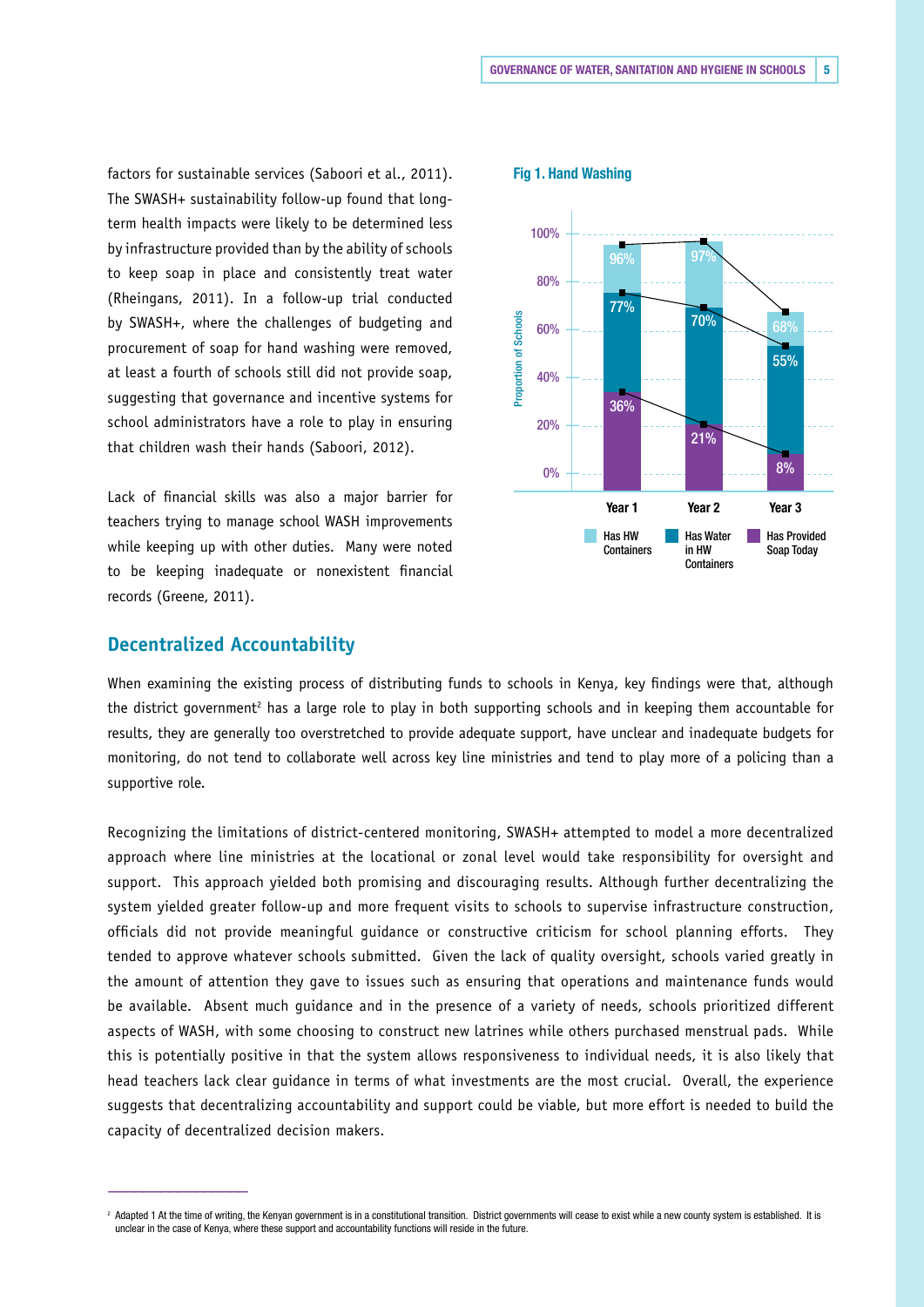factors for sustainable services (Saboori et al., 2011). The SWASH+ sustainability follow-up found that long-term health impacts were likely to be determined less by infrastructure provided than by the ability of schools to keep soap in place and consistently treat water (Rheingans, 2011). In a follow-up trial conducted by SWASH+, where the challenges of budgeting and procurement of soap for hand washing were removed, at least a fourth of schools still did not provide soap, suggesting that governance and incentive systems for school administrators have a role to play in ensuring that children wash their hands (Saboori, 2012).

Lack of financial skills was also a major barrier for teachers trying to manage school WASH improvements while keeping up with other duties. Many were noted to be keeping inadequate or nonexistent financial records (Greene, 2011).

**Fig 1. Hand Washing**

| Proportion of Schools | Year 1 | Year 2 | Year 3 |
| --- | --- | --- | --- |
| Has HW Containers | 96% | 97% | 68% |
| Has Water in HW Containers | 77% | 70% | 55% |
| Has Provided Soap Today | 36% | 21% | 8% |

## Decentralized Accountability

When examining the existing process of distributing funds to schools in Kenya, key findings were that, although the district government[2] has a large role to play in both supporting schools and in keeping them accountable for results, they are generally too overstretched to provide adequate support, have unclear and inadequate budgets for monitoring, do not tend to collaborate well across key line ministries and tend to play more of a policing than a supportive role.

Recognizing the limitations of district-centered monitoring, SWASH+ attempted to model a more decentralized approach where line ministries at the locational or zonal level would take responsibility for oversight and support. This approach yielded both promising and discouraging results. Although further decentralizing the system yielded greater follow-up and more frequent visits to schools to supervise infrastructure construction, officials did not provide meaningful guidance or constructive criticism for school planning efforts. They tended to approve whatever schools submitted. Given the lack of quality oversight, schools varied greatly in the amount of attention they gave to issues such as ensuring that operations and maintenance funds would be available. Absent much guidance and in the presence of a variety of needs, schools prioritized different aspects of WASH, with some choosing to construct new latrines while others purchased menstrual pads. While this is potentially positive in that the system allows responsiveness to individual needs, it is also likely that head teachers lack clear guidance in terms of what investments are the most crucial. Overall, the experience suggests that decentralizing accountability and support could be viable, but more effort is needed to build the capacity of decentralized decision makers.

---

[2] Adapted 1 At the time of writing, the Kenyan government is in a constitutional transition. District governments will cease to exist while a new county system is established. It is unclear in the case of Kenya, where these support and accountability functions will reside in the future.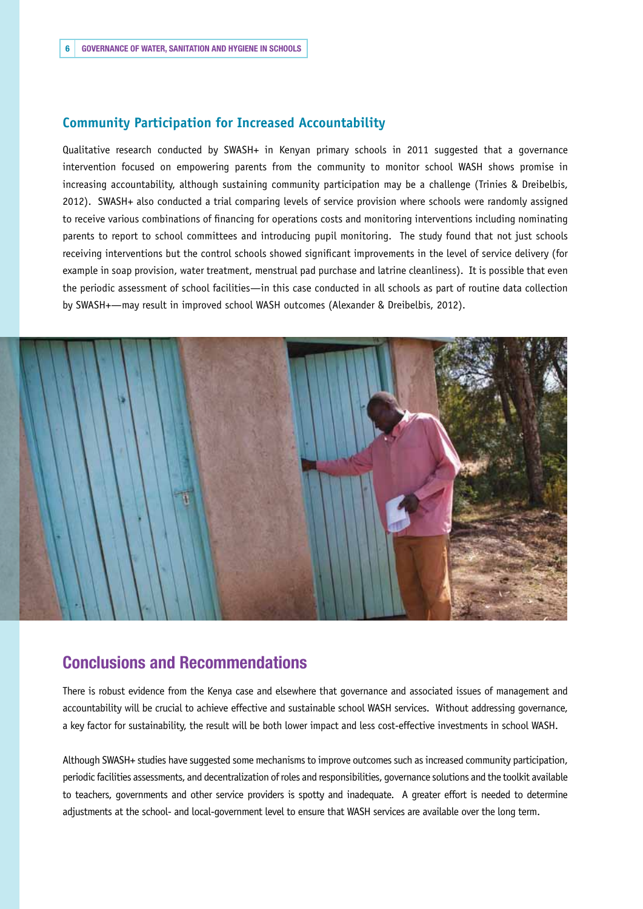## Community Participation for Increased Accountability

Qualitative research conducted by SWASH+ in Kenyan primary schools in 2011 suggested that a governance intervention focused on empowering parents from the community to monitor school WASH shows promise in increasing accountability, although sustaining community participation may be a challenge (Trinies & Dreibelbis, 2012). SWASH+ also conducted a trial comparing levels of service provision where schools were randomly assigned to receive various combinations of financing for operations costs and monitoring interventions including nominating parents to report to school committees and introducing pupil monitoring. The study found that not just schools receiving interventions but the control schools showed significant improvements in the level of service delivery (for example in soap provision, water treatment, menstrual pad purchase and latrine cleanliness). It is possible that even the periodic assessment of school facilities—in this case conducted in all schools as part of routine data collection by SWASH+—may result in improved school WASH outcomes (Alexander & Dreibelbis, 2012).

# Conclusions and Recommendations

There is robust evidence from the Kenya case and elsewhere that governance and associated issues of management and accountability will be crucial to achieve effective and sustainable school WASH services. Without addressing governance, a key factor for sustainability, the result will be both lower impact and less cost-effective investments in school WASH.

Although SWASH+ studies have suggested some mechanisms to improve outcomes such as increased community participation, periodic facilities assessments, and decentralization of roles and responsibilities, governance solutions and the toolkit available to teachers, governments and other service providers is spotty and inadequate. A greater effort is needed to determine adjustments at the school- and local-government level to ensure that WASH services are available over the long term.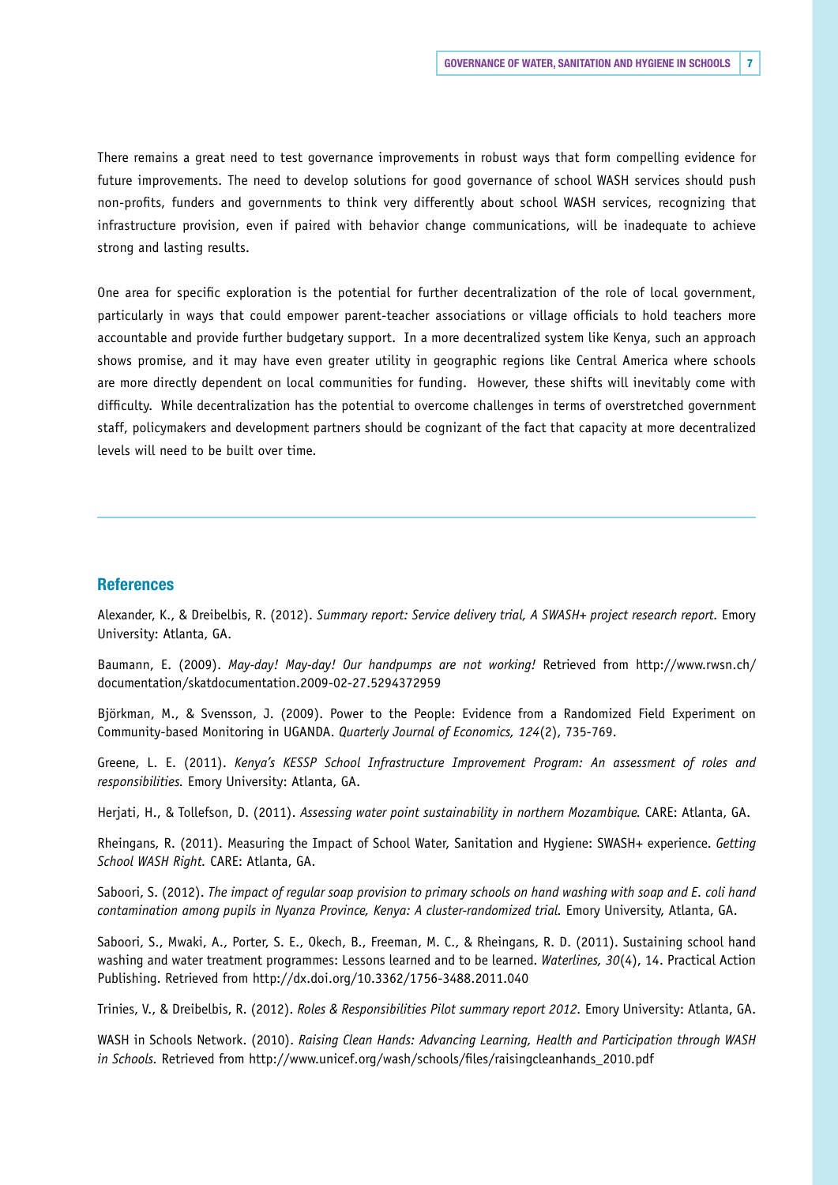There remains a great need to test governance improvements in robust ways that form compelling evidence for future improvements. The need to develop solutions for good governance of school WASH services should push non-profits, funders and governments to think very differently about school WASH services, recognizing that infrastructure provision, even if paired with behavior change communications, will be inadequate to achieve strong and lasting results.

One area for specific exploration is the potential for further decentralization of the role of local government, particularly in ways that could empower parent-teacher associations or village officials to hold teachers more accountable and provide further budgetary support. In a more decentralized system like Kenya, such an approach shows promise, and it may have even greater utility in geographic regions like Central America where schools are more directly dependent on local communities for funding. However, these shifts will inevitably come with difficulty. While decentralization has the potential to overcome challenges in terms of overstretched government staff, policymakers and development partners should be cognizant of the fact that capacity at more decentralized levels will need to be built over time.

---

## References

Alexander, K., & Dreibelbis, R. (2012). *Summary report: Service delivery trial, A SWASH+ project research report.* Emory University: Atlanta, GA.

Baumann, E. (2009). *May-day! May-day! Our handpumps are not working!* Retrieved from http://www.rwsn.ch/documentation/skatdocumentation.2009-02-27.5294372959

Björkman, M., & Svensson, J. (2009). Power to the People: Evidence from a Randomized Field Experiment on Community-based Monitoring in UGANDA. *Quarterly Journal of Economics, 124*(2), 735-769.

Greene, L. E. (2011). *Kenya's KESSP School Infrastructure Improvement Program: An assessment of roles and responsibilities.* Emory University: Atlanta, GA.

Herjati, H., & Tollefson, D. (2011). *Assessing water point sustainability in northern Mozambique.* CARE: Atlanta, GA.

Rheingans, R. (2011). Measuring the Impact of School Water, Sanitation and Hygiene: SWASH+ experience. *Getting School WASH Right.* CARE: Atlanta, GA.

Saboori, S. (2012). *The impact of regular soap provision to primary schools on hand washing with soap and E. coli hand contamination among pupils in Nyanza Province, Kenya: A cluster-randomized trial.* Emory University, Atlanta, GA.

Saboori, S., Mwaki, A., Porter, S. E., Okech, B., Freeman, M. C., & Rheingans, R. D. (2011). Sustaining school hand washing and water treatment programmes: Lessons learned and to be learned. *Waterlines, 30*(4), 14. Practical Action Publishing. Retrieved from http://dx.doi.org/10.3362/1756-3488.2011.040

Trinies, V., & Dreibelbis, R. (2012). *Roles & Responsibilities Pilot summary report 2012.* Emory University: Atlanta, GA.

WASH in Schools Network. (2010). *Raising Clean Hands: Advancing Learning, Health and Participation through WASH in Schools.* Retrieved from http://www.unicef.org/wash/schools/files/raisingcleanhands_2010.pdf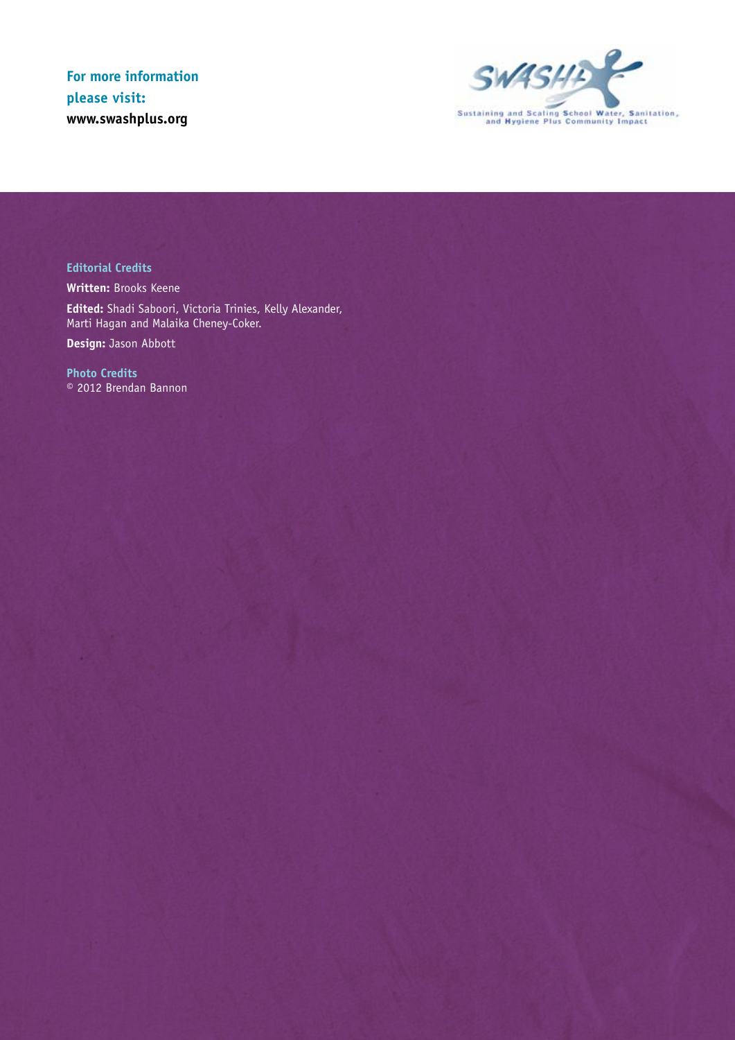**For more information please visit:**
**www.swashplus.org**

SWASH+
Sustaining and Scaling School Water, Sanitation, and Hygiene Plus Community Impact

### Editorial Credits

**Written:** Brooks Keene

**Edited:** Shadi Saboori, Victoria Trinies, Kelly Alexander, Marti Hagan and Malaika Cheney-Coker.

**Design:** Jason Abbott

### Photo Credits

© 2012 Brendan Bannon